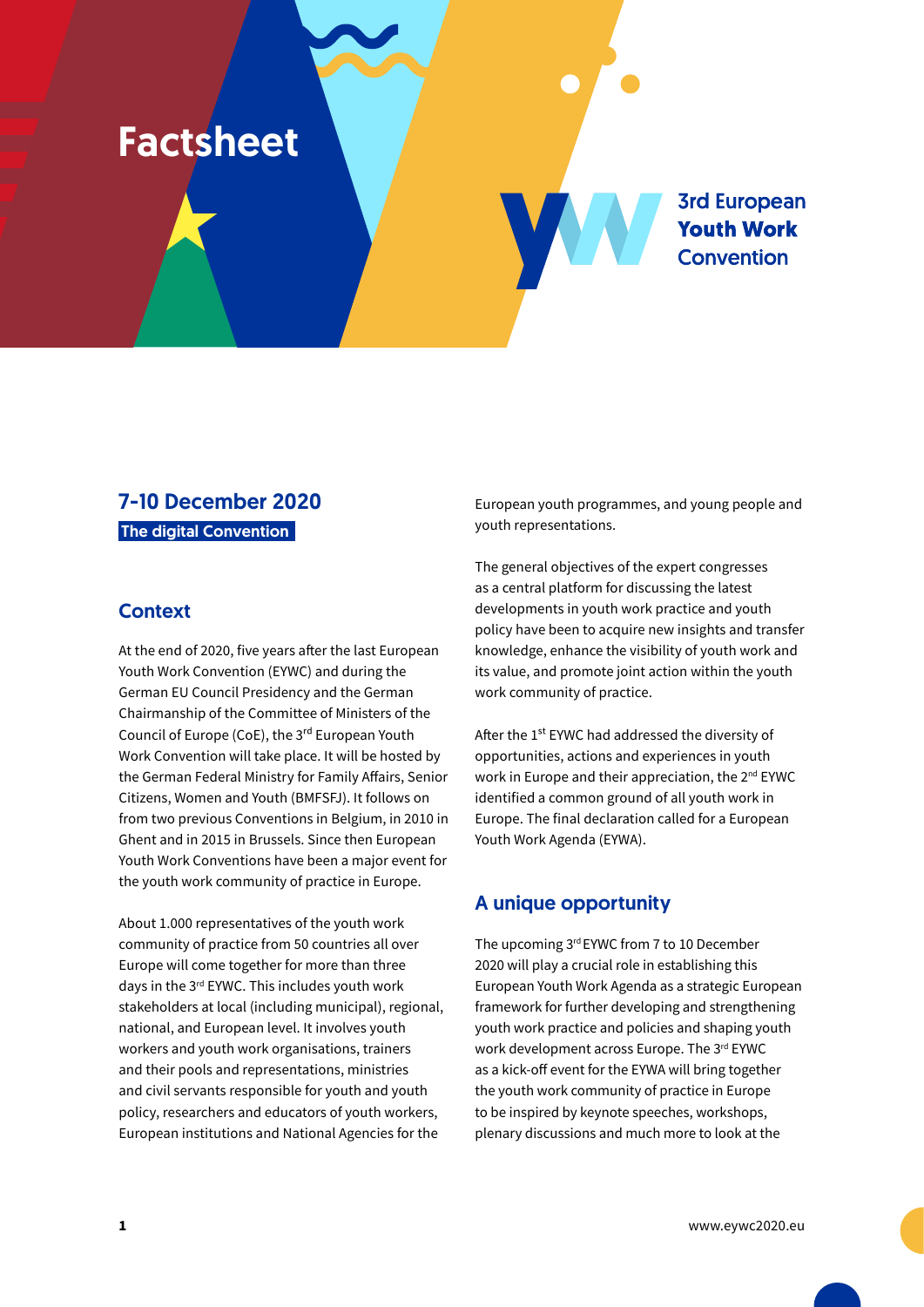# Factsheet

3rd European **Youth Work** Convention

## 7-10 December 2020

**The digital Convention**

### Context

At the end of 2020, five years after the last European Youth Work Convention (EYWC) and during the German EU Council Presidency and the German Chairmanship of the Committee of Ministers of the Council of Europe (CoE), the 3rd European Youth Work Convention will take place. It will be hosted by the German Federal Ministry for Family Affairs, Senior Citizens, Women and Youth (BMFSFJ). It follows on from two previous Conventions in Belgium, in 2010 in Ghent and in 2015 in Brussels. Since then European Youth Work Conventions have been a major event for the youth work community of practice in Europe.

About 1.000 representatives of the youth work community of practice from 50 countries all over Europe will come together for more than three days in the 3rd EYWC. This includes youth work stakeholders at local (including municipal), regional, national, and European level. It involves youth workers and youth work organisations, trainers and their pools and representations, ministries and civil servants responsible for youth and youth policy, researchers and educators of youth workers, European institutions and National Agencies for the European youth programmes, and young people and youth representations.

The general objectives of the expert congresses as a central platform for discussing the latest developments in youth work practice and youth policy have been to acquire new insights and transfer knowledge, enhance the visibility of youth work and its value, and promote joint action within the youth work community of practice.

After the 1st EYWC had addressed the diversity of opportunities, actions and experiences in youth work in Europe and their appreciation, the 2nd EYWC identified a common ground of all youth work in Europe. The final declaration called for a European Youth Work Agenda (EYWA).

### A unique opportunity

The upcoming 3rd EYWC from 7 to 10 December 2020 will play a crucial role in establishing this European Youth Work Agenda as a strategic European framework for further developing and strengthening youth work practice and policies and shaping youth work development across Europe. The 3rd EYWC as a kick-off event for the EYWA will bring together the youth work community of practice in Europe to be inspired by keynote speeches, workshops, plenary discussions and much more to look at the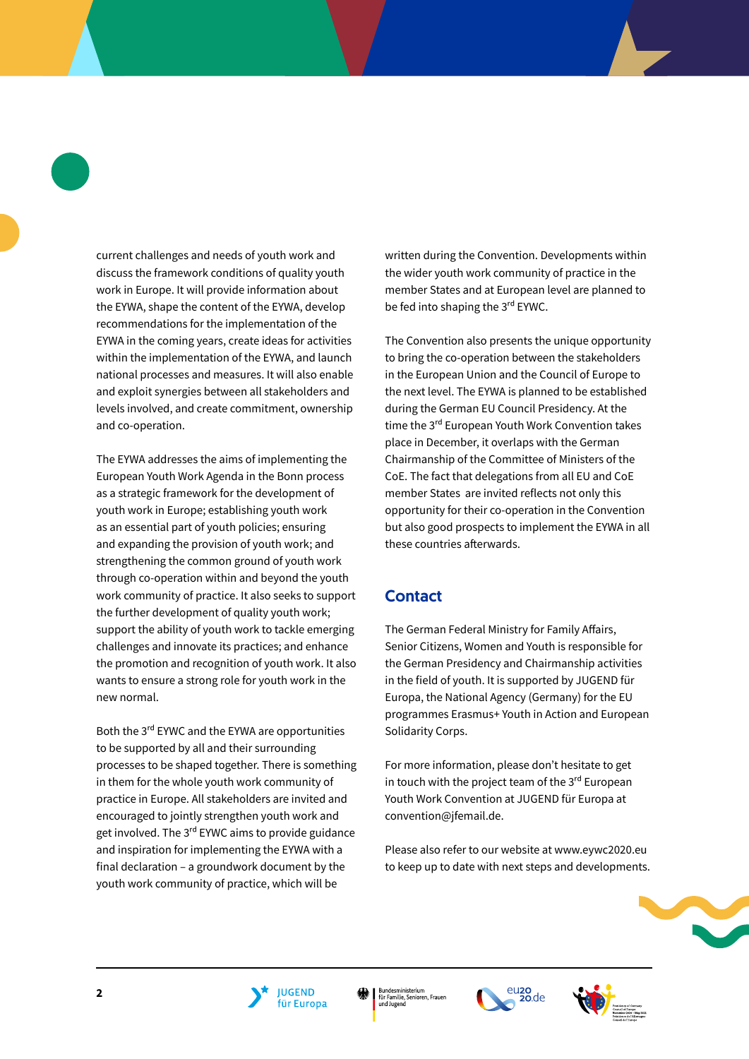current challenges and needs of youth work and discuss the framework conditions of quality youth work in Europe. It will provide information about the EYWA, shape the content of the EYWA, develop recommendations for the implementation of the EYWA in the coming years, create ideas for activities within the implementation of the EYWA, and launch national processes and measures. It will also enable and exploit synergies between all stakeholders and levels involved, and create commitment, ownership and co-operation.

The EYWA addresses the aims of implementing the European Youth Work Agenda in the Bonn process as a strategic framework for the development of youth work in Europe; establishing youth work as an essential part of youth policies; ensuring and expanding the provision of youth work; and strengthening the common ground of youth work through co-operation within and beyond the youth work community of practice. It also seeks to support the further development of quality youth work; support the ability of youth work to tackle emerging challenges and innovate its practices; and enhance the promotion and recognition of youth work. It also wants to ensure a strong role for youth work in the new normal.

Both the 3rd EYWC and the EYWA are opportunities to be supported by all and their surrounding processes to be shaped together. There is something in them for the whole youth work community of practice in Europe. All stakeholders are invited and encouraged to jointly strengthen youth work and get involved. The 3rd EYWC aims to provide guidance and inspiration for implementing the EYWA with a final declaration – a groundwork document by the youth work community of practice, which will be written during the Convention. Developments within the wider youth work community of practice in the member States and at European level are planned to be fed into shaping the 3rd EYWC.

The Convention also presents the unique opportunity to bring the co-operation between the stakeholders in the European Union and the Council of Europe to the next level. The EYWA is planned to be established during the German EU Council Presidency. At the time the 3rd European Youth Work Convention takes place in December, it overlaps with the German Chairmanship of the Committee of Ministers of the CoE. The fact that delegations from all EU and CoE member States are invited reflects not only this opportunity for their co-operation in the Convention but also good prospects to implement the EYWA in all these countries afterwards.

## Contact

The German Federal Ministry for Family Affairs, Senior Citizens, Women and Youth is responsible for the German Presidency and Chairmanship activities in the field of youth. It is supported by JUGEND für Europa, the National Agency (Germany) for the EU programmes Erasmus+ Youth in Action and European Solidarity Corps.

For more information, please don't hesitate to get in touch with the project team of the 3rd European Youth Work Convention at JUGEND für Europa at convention@jfemail.de.

Please also refer to our website at www.eywc2020.eu to keep up to date with next steps and developments.